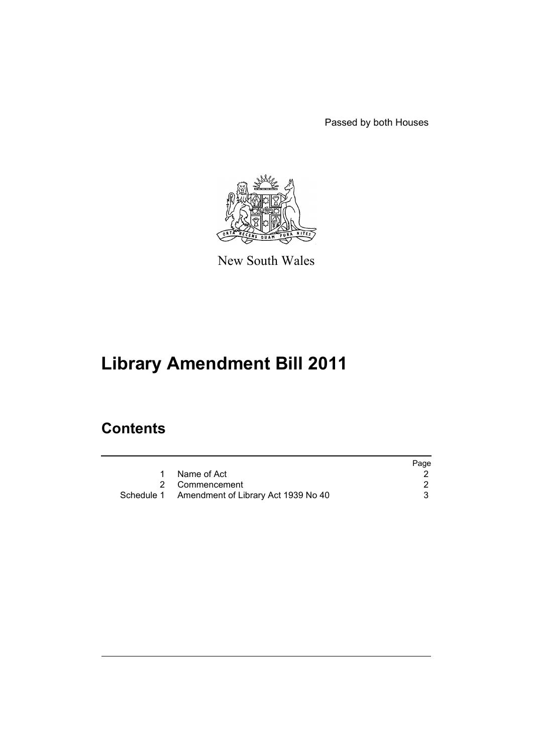Passed by both Houses

New South Wales

# Library Amendment Bill 2011

## Contents

| | | Page |
|---|---|---|
| 1 | Name of Act | 2 |
| 2 | Commencement | 2 |
| Schedule 1 | Amendment of Library Act 1939 No 40 | 3 |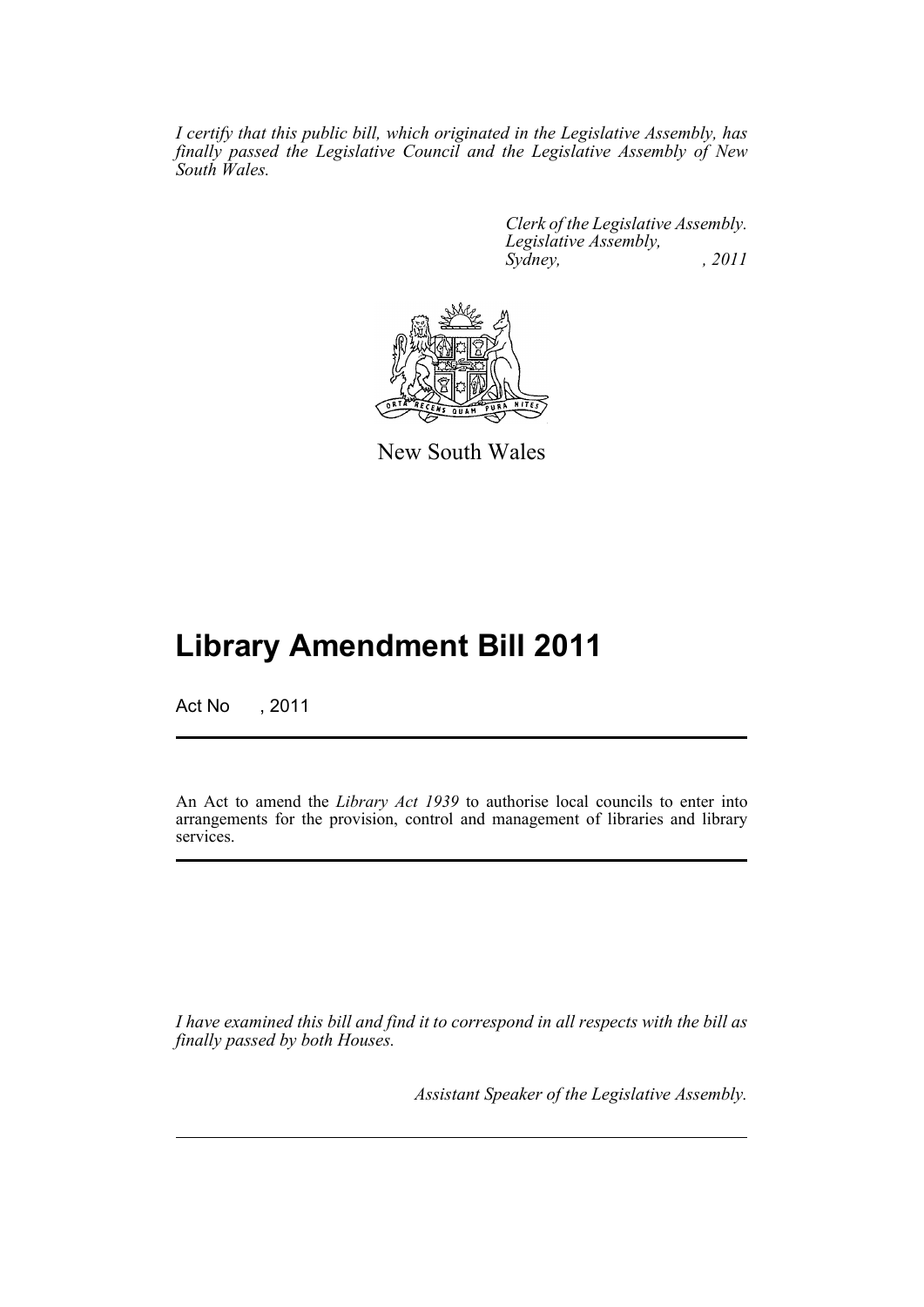*I certify that this public bill, which originated in the Legislative Assembly, has finally passed the Legislative Council and the Legislative Assembly of New South Wales.*

*Clerk of the Legislative Assembly.*
*Legislative Assembly,*
*Sydney, , 2011*

New South Wales

# Library Amendment Bill 2011

Act No , 2011

An Act to amend the *Library Act 1939* to authorise local councils to enter into arrangements for the provision, control and management of libraries and library services.

*I have examined this bill and find it to correspond in all respects with the bill as finally passed by both Houses.*

*Assistant Speaker of the Legislative Assembly.*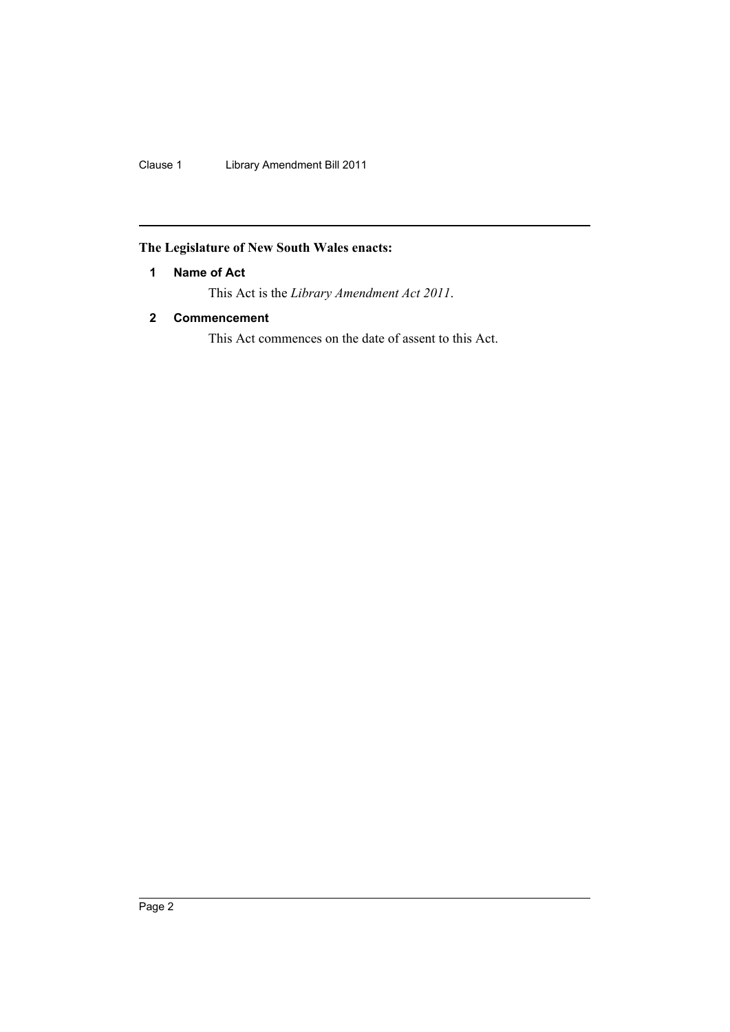**The Legislature of New South Wales enacts:**

### 1 Name of Act

This Act is the *Library Amendment Act 2011*.

### 2 Commencement

This Act commences on the date of assent to this Act.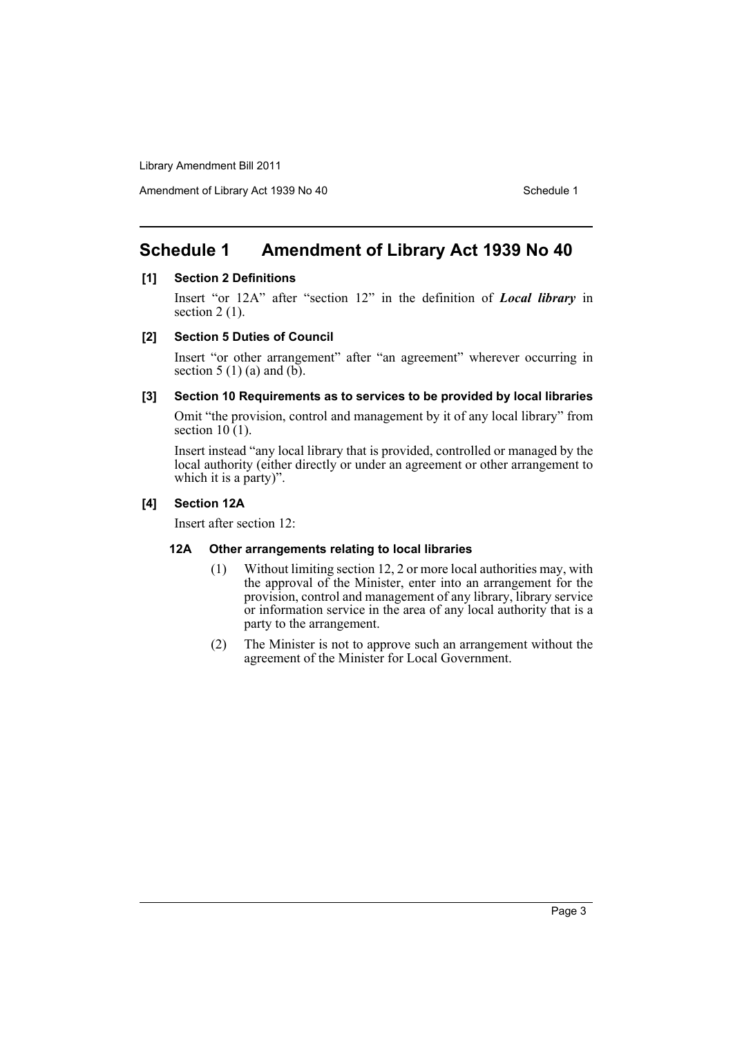# Schedule 1 Amendment of Library Act 1939 No 40

**[1] Section 2 Definitions**

Insert "or 12A" after "section 12" in the definition of ***Local library*** in section 2 (1).

**[2] Section 5 Duties of Council**

Insert "or other arrangement" after "an agreement" wherever occurring in section 5 (1) (a) and (b).

**[3] Section 10 Requirements as to services to be provided by local libraries**

Omit "the provision, control and management by it of any local library" from section 10 (1).

Insert instead "any local library that is provided, controlled or managed by the local authority (either directly or under an agreement or other arrangement to which it is a party)".

**[4] Section 12A**

Insert after section 12:

**12A Other arrangements relating to local libraries**

(1) Without limiting section 12, 2 or more local authorities may, with the approval of the Minister, enter into an arrangement for the provision, control and management of any library, library service or information service in the area of any local authority that is a party to the arrangement.

(2) The Minister is not to approve such an arrangement without the agreement of the Minister for Local Government.